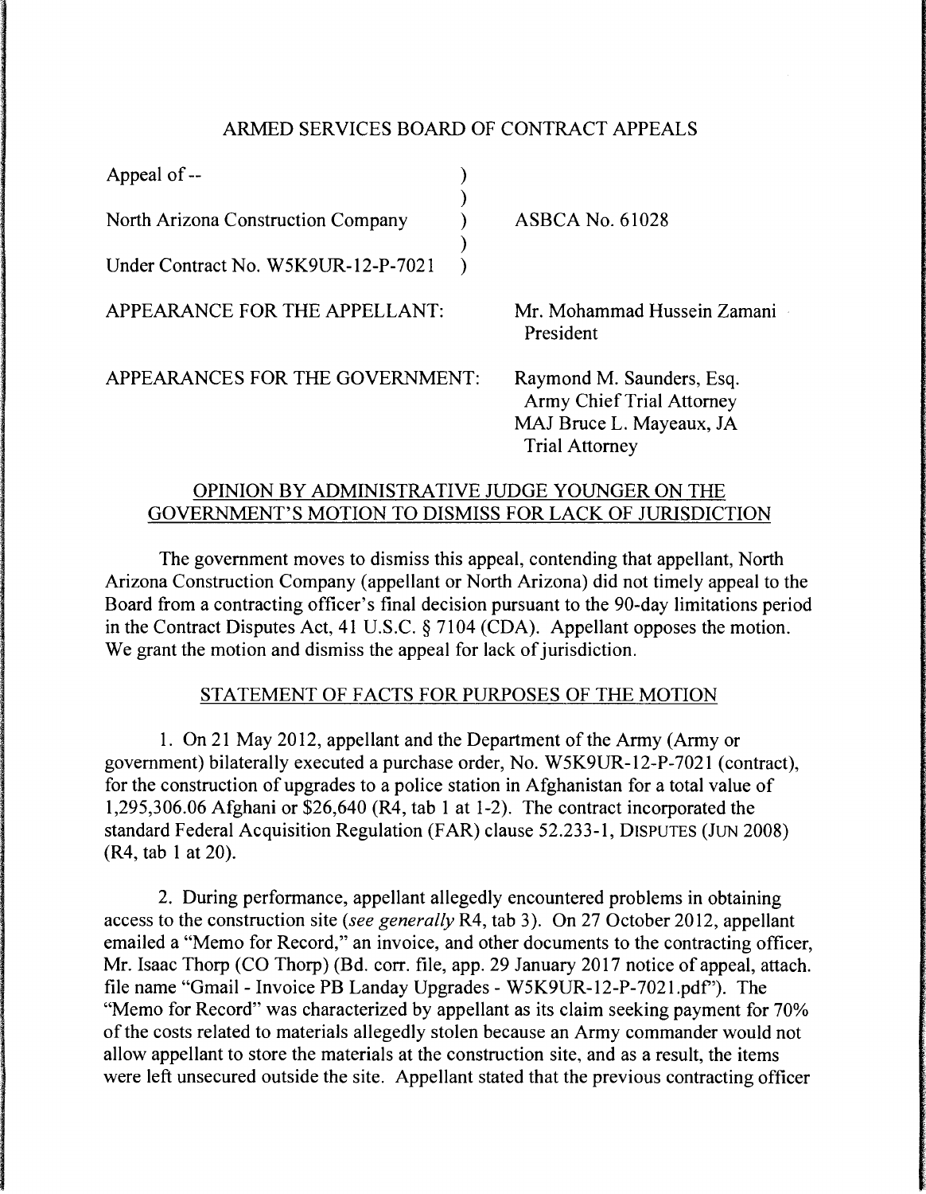# ARMED SERVICES BOARD OF CONTRACT APPEALS

| | |
|---|---|
| Appeal of -- | |
| North Arizona Construction Company | ASBCA No. 61028 |
| Under Contract No. W5K9UR-12-P-7021 | |

APPEARANCE FOR THE APPELLANT: Mr. Mohammad Hussein Zamani
President

APPEARANCES FOR THE GOVERNMENT: Raymond M. Saunders, Esq.
Army Chief Trial Attorney
MAJ Bruce L. Mayeaux, JA
Trial Attorney

## OPINION BY ADMINISTRATIVE JUDGE YOUNGER ON THE GOVERNMENT'S MOTION TO DISMISS FOR LACK OF JURISDICTION

The government moves to dismiss this appeal, contending that appellant, North Arizona Construction Company (appellant or North Arizona) did not timely appeal to the Board from a contracting officer's final decision pursuant to the 90-day limitations period in the Contract Disputes Act, 41 U.S.C. § 7104 (CDA). Appellant opposes the motion. We grant the motion and dismiss the appeal for lack of jurisdiction.

## STATEMENT OF FACTS FOR PURPOSES OF THE MOTION

1. On 21 May 2012, appellant and the Department of the Army (Army or government) bilaterally executed a purchase order, No. W5K9UR-12-P-7021 (contract), for the construction of upgrades to a police station in Afghanistan for a total value of 1,295,306.06 Afghani or $26,640 (R4, tab 1 at 1-2). The contract incorporated the standard Federal Acquisition Regulation (FAR) clause 52.233-1, DISPUTES (JUN 2008) (R4, tab 1 at 20).

2. During performance, appellant allegedly encountered problems in obtaining access to the construction site (*see generally* R4, tab 3). On 27 October 2012, appellant emailed a "Memo for Record," an invoice, and other documents to the contracting officer, Mr. Isaac Thorp (CO Thorp) (Bd. corr. file, app. 29 January 2017 notice of appeal, attach. file name "Gmail - Invoice PB Landay Upgrades - W5K9UR-12-P-7021.pdf"). The "Memo for Record" was characterized by appellant as its claim seeking payment for 70% of the costs related to materials allegedly stolen because an Army commander would not allow appellant to store the materials at the construction site, and as a result, the items were left unsecured outside the site. Appellant stated that the previous contracting officer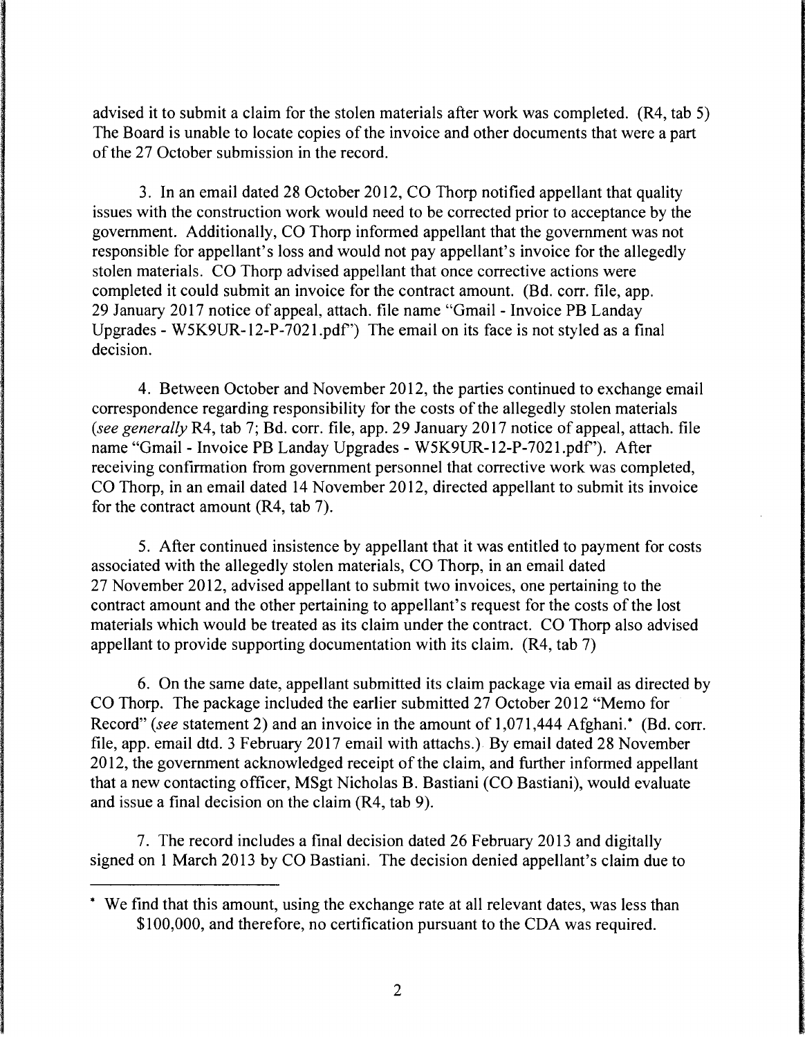advised it to submit a claim for the stolen materials after work was completed. (R4, tab 5) The Board is unable to locate copies of the invoice and other documents that were a part of the 27 October submission in the record.

3. In an email dated 28 October 2012, CO Thorp notified appellant that quality issues with the construction work would need to be corrected prior to acceptance by the government. Additionally, CO Thorp informed appellant that the government was not responsible for appellant's loss and would not pay appellant's invoice for the allegedly stolen materials. CO Thorp advised appellant that once corrective actions were completed it could submit an invoice for the contract amount. (Bd. corr. file, app. 29 January 2017 notice of appeal, attach. file name "Gmail - Invoice PB Landay Upgrades - W5K9UR-12-P-7021.pdf") The email on its face is not styled as a final decision.

4. Between October and November 2012, the parties continued to exchange email correspondence regarding responsibility for the costs of the allegedly stolen materials (*see generally* R4, tab 7; Bd. corr. file, app. 29 January 2017 notice of appeal, attach. file name "Gmail - Invoice PB Landay Upgrades - W5K9UR-12-P-7021.pdf"). After receiving confirmation from government personnel that corrective work was completed, CO Thorp, in an email dated 14 November 2012, directed appellant to submit its invoice for the contract amount (R4, tab 7).

5. After continued insistence by appellant that it was entitled to payment for costs associated with the allegedly stolen materials, CO Thorp, in an email dated 27 November 2012, advised appellant to submit two invoices, one pertaining to the contract amount and the other pertaining to appellant's request for the costs of the lost materials which would be treated as its claim under the contract. CO Thorp also advised appellant to provide supporting documentation with its claim. (R4, tab 7)

6. On the same date, appellant submitted its claim package via email as directed by CO Thorp. The package included the earlier submitted 27 October 2012 "Memo for Record" (*see* statement 2) and an invoice in the amount of 1,071,444 Afghani.* (Bd. corr. file, app. email dtd. 3 February 2017 email with attachs.) By email dated 28 November 2012, the government acknowledged receipt of the claim, and further informed appellant that a new contacting officer, MSgt Nicholas B. Bastiani (CO Bastiani), would evaluate and issue a final decision on the claim (R4, tab 9).

7. The record includes a final decision dated 26 February 2013 and digitally signed on 1 March 2013 by CO Bastiani. The decision denied appellant's claim due to

---

* We find that this amount, using the exchange rate at all relevant dates, was less than $100,000, and therefore, no certification pursuant to the CDA was required.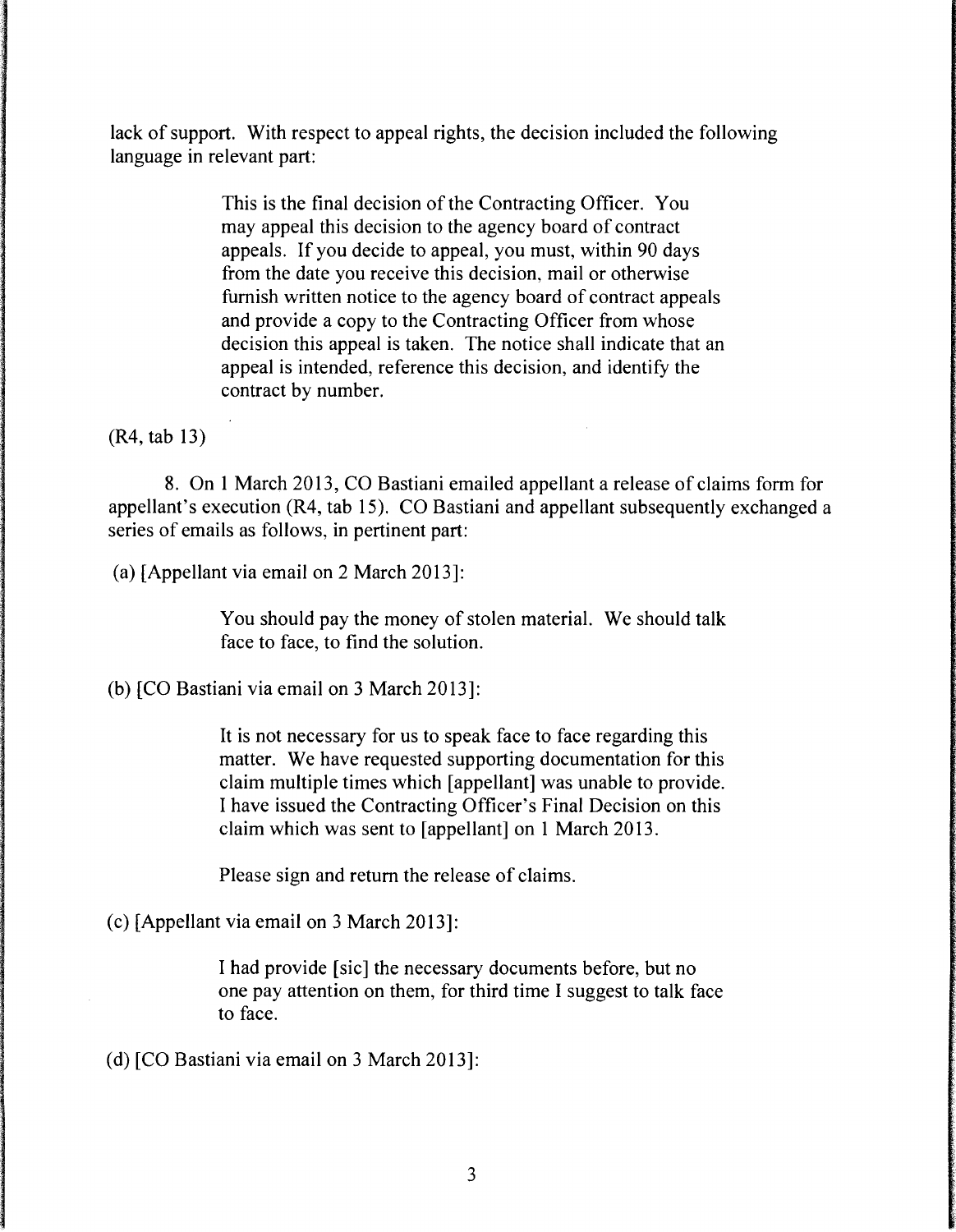lack of support. With respect to appeal rights, the decision included the following language in relevant part:

> This is the final decision of the Contracting Officer. You may appeal this decision to the agency board of contract appeals. If you decide to appeal, you must, within 90 days from the date you receive this decision, mail or otherwise furnish written notice to the agency board of contract appeals and provide a copy to the Contracting Officer from whose decision this appeal is taken. The notice shall indicate that an appeal is intended, reference this decision, and identify the contract by number.

(R4, tab 13)

8. On 1 March 2013, CO Bastiani emailed appellant a release of claims form for appellant's execution (R4, tab 15). CO Bastiani and appellant subsequently exchanged a series of emails as follows, in pertinent part:

(a) [Appellant via email on 2 March 2013]:

> You should pay the money of stolen material. We should talk face to face, to find the solution.

(b) [CO Bastiani via email on 3 March 2013]:

> It is not necessary for us to speak face to face regarding this matter. We have requested supporting documentation for this claim multiple times which [appellant] was unable to provide. I have issued the Contracting Officer's Final Decision on this claim which was sent to [appellant] on 1 March 2013.
>
> Please sign and return the release of claims.

(c) [Appellant via email on 3 March 2013]:

> I had provide [sic] the necessary documents before, but no one pay attention on them, for third time I suggest to talk face to face.

(d) [CO Bastiani via email on 3 March 2013]: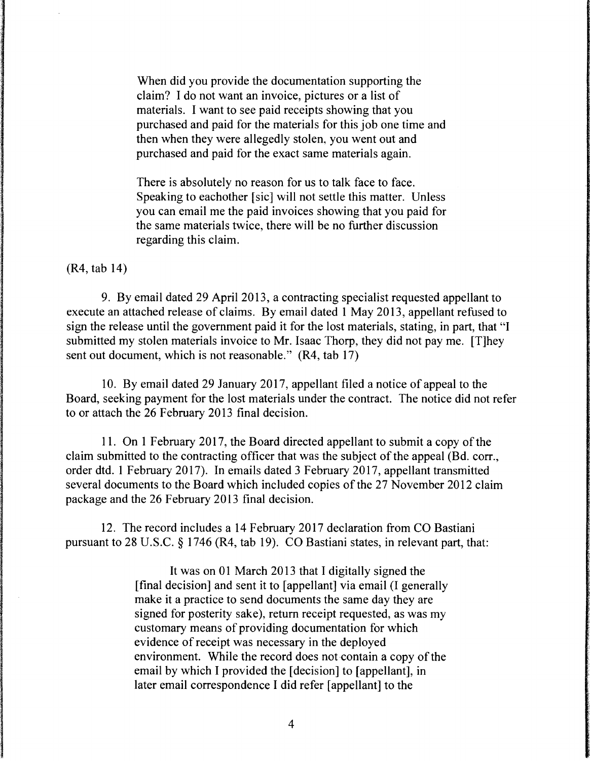> When did you provide the documentation supporting the claim? I do not want an invoice, pictures or a list of materials. I want to see paid receipts showing that you purchased and paid for the materials for this job one time and then when they were allegedly stolen, you went out and purchased and paid for the exact same materials again.
>
> There is absolutely no reason for us to talk face to face. Speaking to eachother [sic] will not settle this matter. Unless you can email me the paid invoices showing that you paid for the same materials twice, there will be no further discussion regarding this claim.

(R4, tab 14)

9. By email dated 29 April 2013, a contracting specialist requested appellant to execute an attached release of claims. By email dated 1 May 2013, appellant refused to sign the release until the government paid it for the lost materials, stating, in part, that "I submitted my stolen materials invoice to Mr. Isaac Thorp, they did not pay me. [T]hey sent out document, which is not reasonable." (R4, tab 17)

10. By email dated 29 January 2017, appellant filed a notice of appeal to the Board, seeking payment for the lost materials under the contract. The notice did not refer to or attach the 26 February 2013 final decision.

11. On 1 February 2017, the Board directed appellant to submit a copy of the claim submitted to the contracting officer that was the subject of the appeal (Bd. corr., order dtd. 1 February 2017). In emails dated 3 February 2017, appellant transmitted several documents to the Board which included copies of the 27 November 2012 claim package and the 26 February 2013 final decision.

12. The record includes a 14 February 2017 declaration from CO Bastiani pursuant to 28 U.S.C. § 1746 (R4, tab 19). CO Bastiani states, in relevant part, that:

> It was on 01 March 2013 that I digitally signed the [final decision] and sent it to [appellant] via email (I generally make it a practice to send documents the same day they are signed for posterity sake), return receipt requested, as was my customary means of providing documentation for which evidence of receipt was necessary in the deployed environment. While the record does not contain a copy of the email by which I provided the [decision] to [appellant], in later email correspondence I did refer [appellant] to the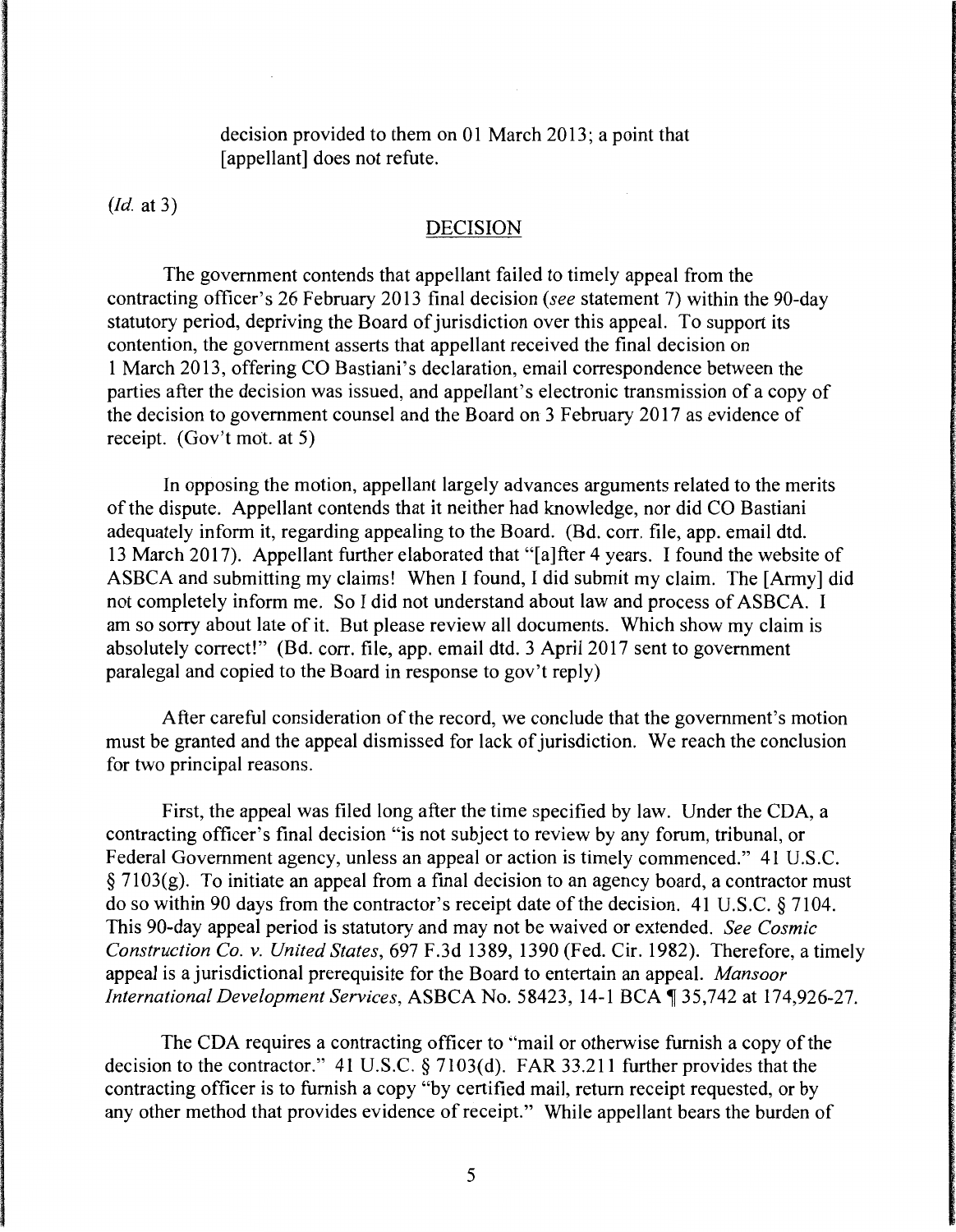> decision provided to them on 01 March 2013; a point that [appellant] does not refute.

(*Id.* at 3)

## DECISION

The government contends that appellant failed to timely appeal from the contracting officer's 26 February 2013 final decision (*see* statement 7) within the 90-day statutory period, depriving the Board of jurisdiction over this appeal. To support its contention, the government asserts that appellant received the final decision on 1 March 2013, offering CO Bastiani's declaration, email correspondence between the parties after the decision was issued, and appellant's electronic transmission of a copy of the decision to government counsel and the Board on 3 February 2017 as evidence of receipt. (Gov't mot. at 5)

In opposing the motion, appellant largely advances arguments related to the merits of the dispute. Appellant contends that it neither had knowledge, nor did CO Bastiani adequately inform it, regarding appealing to the Board. (Bd. corr. file, app. email dtd. 13 March 2017). Appellant further elaborated that "[a]fter 4 years. I found the website of ASBCA and submitting my claims! When I found, I did submit my claim. The [Army] did not completely inform me. So I did not understand about law and process of ASBCA. I am so sorry about late of it. But please review all documents. Which show my claim is absolutely correct!" (Bd. corr. file, app. email dtd. 3 April 2017 sent to government paralegal and copied to the Board in response to gov't reply)

After careful consideration of the record, we conclude that the government's motion must be granted and the appeal dismissed for lack of jurisdiction. We reach the conclusion for two principal reasons.

First, the appeal was filed long after the time specified by law. Under the CDA, a contracting officer's final decision "is not subject to review by any forum, tribunal, or Federal Government agency, unless an appeal or action is timely commenced." 41 U.S.C. § 7103(g). To initiate an appeal from a final decision to an agency board, a contractor must do so within 90 days from the contractor's receipt date of the decision. 41 U.S.C. § 7104. This 90-day appeal period is statutory and may not be waived or extended. *See Cosmic Construction Co. v. United States*, 697 F.3d 1389, 1390 (Fed. Cir. 1982). Therefore, a timely appeal is a jurisdictional prerequisite for the Board to entertain an appeal. *Mansoor International Development Services*, ASBCA No. 58423, 14-1 BCA ¶ 35,742 at 174,926-27.

The CDA requires a contracting officer to "mail or otherwise furnish a copy of the decision to the contractor." 41 U.S.C. § 7103(d). FAR 33.211 further provides that the contracting officer is to furnish a copy "by certified mail, return receipt requested, or by any other method that provides evidence of receipt." While appellant bears the burden of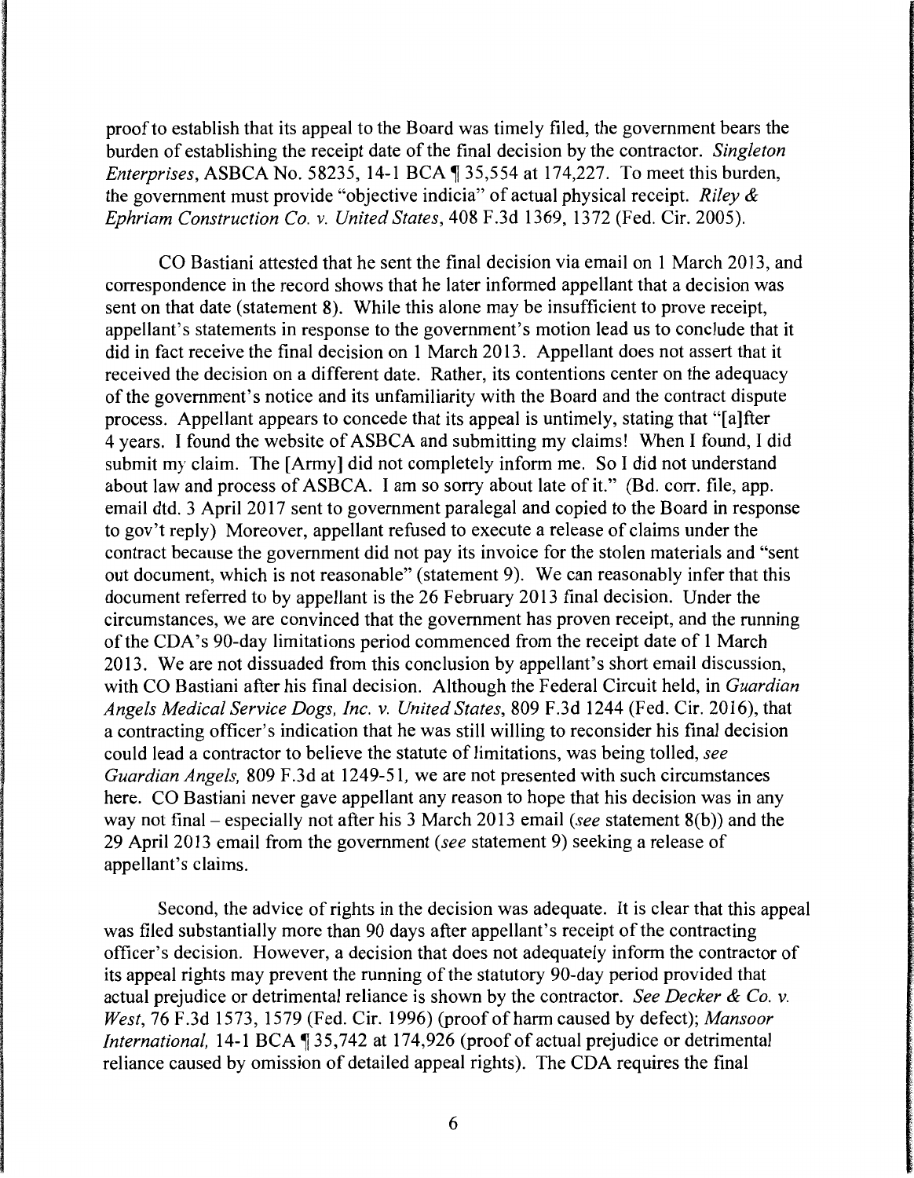proof to establish that its appeal to the Board was timely filed, the government bears the burden of establishing the receipt date of the final decision by the contractor. *Singleton Enterprises*, ASBCA No. 58235, 14-1 BCA ¶ 35,554 at 174,227. To meet this burden, the government must provide "objective indicia" of actual physical receipt. *Riley & Ephriam Construction Co. v. United States*, 408 F.3d 1369, 1372 (Fed. Cir. 2005).

CO Bastiani attested that he sent the final decision via email on 1 March 2013, and correspondence in the record shows that he later informed appellant that a decision was sent on that date (statement 8). While this alone may be insufficient to prove receipt, appellant's statements in response to the government's motion lead us to conclude that it did in fact receive the final decision on 1 March 2013. Appellant does not assert that it received the decision on a different date. Rather, its contentions center on the adequacy of the government's notice and its unfamiliarity with the Board and the contract dispute process. Appellant appears to concede that its appeal is untimely, stating that "[a]fter 4 years. I found the website of ASBCA and submitting my claims! When I found, I did submit my claim. The [Army] did not completely inform me. So I did not understand about law and process of ASBCA. I am so sorry about late of it." (Bd. corr. file, app. email dtd. 3 April 2017 sent to government paralegal and copied to the Board in response to gov't reply) Moreover, appellant refused to execute a release of claims under the contract because the government did not pay its invoice for the stolen materials and "sent out document, which is not reasonable" (statement 9). We can reasonably infer that this document referred to by appellant is the 26 February 2013 final decision. Under the circumstances, we are convinced that the government has proven receipt, and the running of the CDA's 90-day limitations period commenced from the receipt date of 1 March 2013. We are not dissuaded from this conclusion by appellant's short email discussion, with CO Bastiani after his final decision. Although the Federal Circuit held, in *Guardian Angels Medical Service Dogs, Inc. v. United States*, 809 F.3d 1244 (Fed. Cir. 2016), that a contracting officer's indication that he was still willing to reconsider his final decision could lead a contractor to believe the statute of limitations, was being tolled, *see Guardian Angels*, 809 F.3d at 1249-51, we are not presented with such circumstances here. CO Bastiani never gave appellant any reason to hope that his decision was in any way not final – especially not after his 3 March 2013 email (*see* statement 8(b)) and the 29 April 2013 email from the government (*see* statement 9) seeking a release of appellant's claims.

Second, the advice of rights in the decision was adequate. It is clear that this appeal was filed substantially more than 90 days after appellant's receipt of the contracting officer's decision. However, a decision that does not adequately inform the contractor of its appeal rights may prevent the running of the statutory 90-day period provided that actual prejudice or detrimental reliance is shown by the contractor. *See Decker & Co. v. West*, 76 F.3d 1573, 1579 (Fed. Cir. 1996) (proof of harm caused by defect); *Mansoor International*, 14-1 BCA ¶ 35,742 at 174,926 (proof of actual prejudice or detrimental reliance caused by omission of detailed appeal rights). The CDA requires the final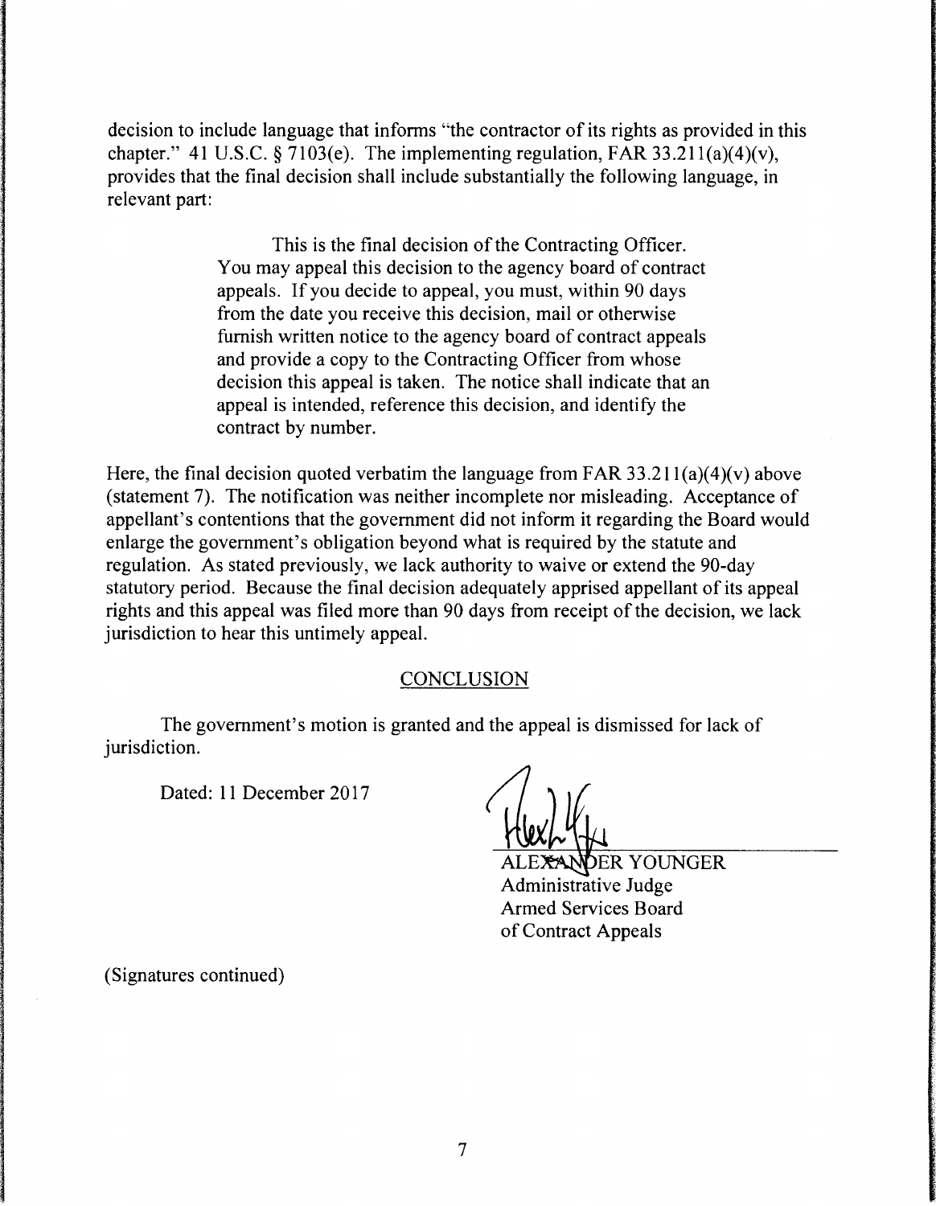decision to include language that informs "the contractor of its rights as provided in this chapter." 41 U.S.C. § 7103(e). The implementing regulation, FAR 33.211(a)(4)(v), provides that the final decision shall include substantially the following language, in relevant part:

> This is the final decision of the Contracting Officer. You may appeal this decision to the agency board of contract appeals. If you decide to appeal, you must, within 90 days from the date you receive this decision, mail or otherwise furnish written notice to the agency board of contract appeals and provide a copy to the Contracting Officer from whose decision this appeal is taken. The notice shall indicate that an appeal is intended, reference this decision, and identify the contract by number.

Here, the final decision quoted verbatim the language from FAR 33.211(a)(4)(v) above (statement 7). The notification was neither incomplete nor misleading. Acceptance of appellant's contentions that the government did not inform it regarding the Board would enlarge the government's obligation beyond what is required by the statute and regulation. As stated previously, we lack authority to waive or extend the 90-day statutory period. Because the final decision adequately apprised appellant of its appeal rights and this appeal was filed more than 90 days from receipt of the decision, we lack jurisdiction to hear this untimely appeal.

## CONCLUSION

The government's motion is granted and the appeal is dismissed for lack of jurisdiction.

Dated: 11 December 2017

ALEXANDER YOUNGER
Administrative Judge
Armed Services Board
of Contract Appeals

(Signatures continued)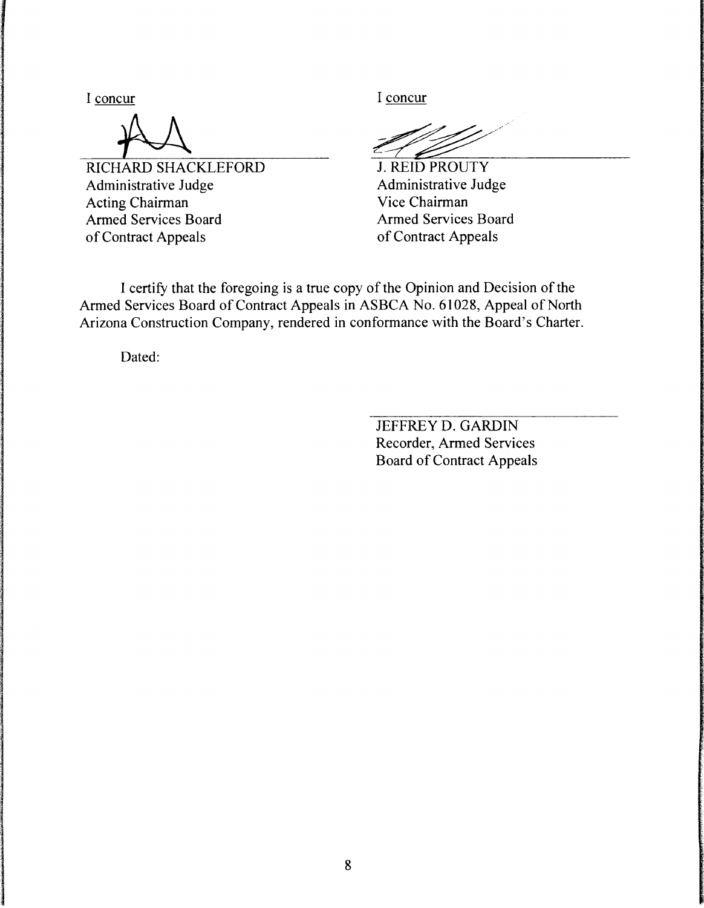I concur

RICHARD SHACKLEFORD
Administrative Judge
Acting Chairman
Armed Services Board
of Contract Appeals

I concur

J. REID PROUTY
Administrative Judge
Vice Chairman
Armed Services Board
of Contract Appeals

I certify that the foregoing is a true copy of the Opinion and Decision of the Armed Services Board of Contract Appeals in ASBCA No. 61028, Appeal of North Arizona Construction Company, rendered in conformance with the Board's Charter.

Dated:

JEFFREY D. GARDIN
Recorder, Armed Services
Board of Contract Appeals